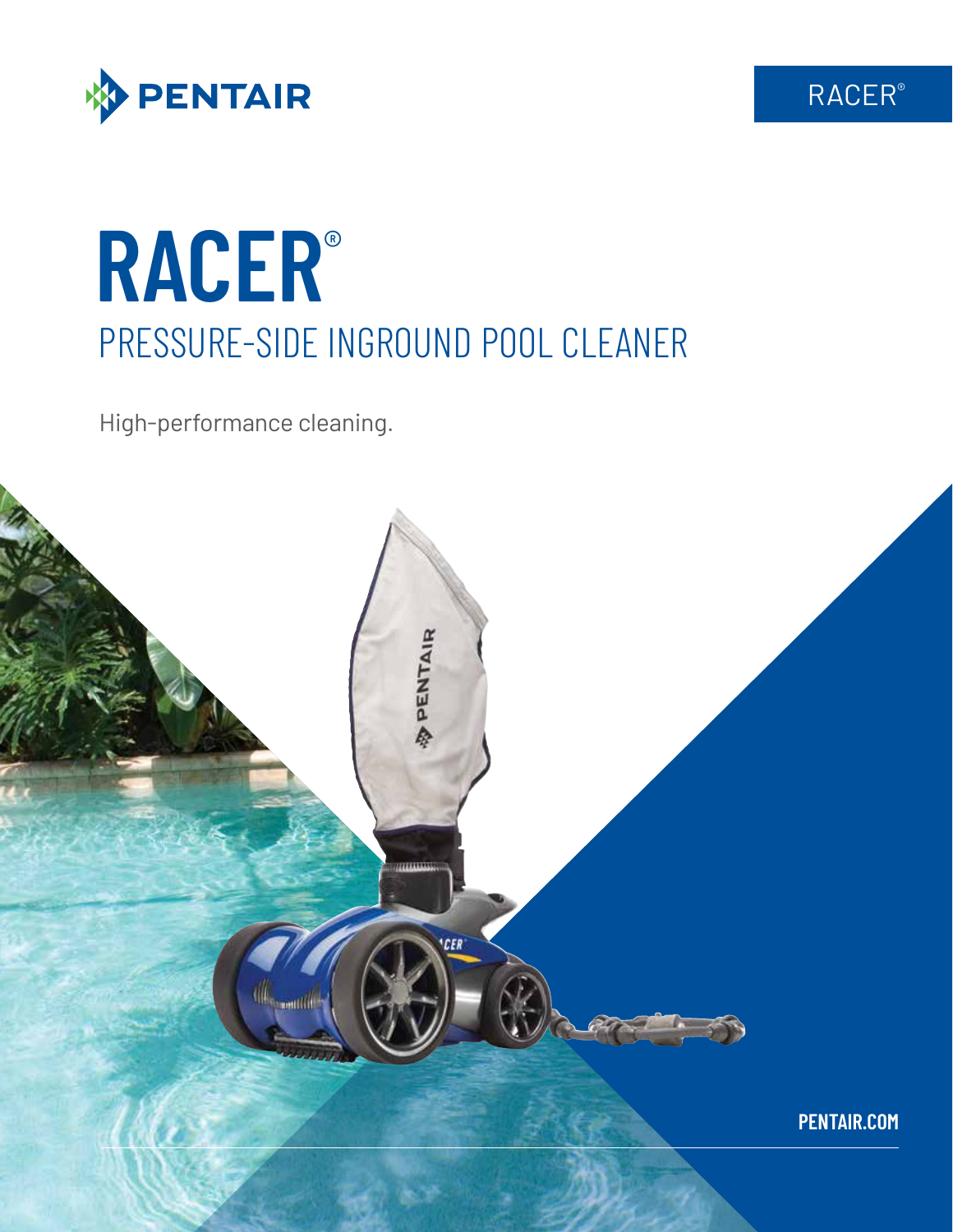PENTAIR

RACER®

# RACER®

## PRESSURE-SIDE INGROUND POOL CLEANER

High-performance cleaning.

PENTAIR.COM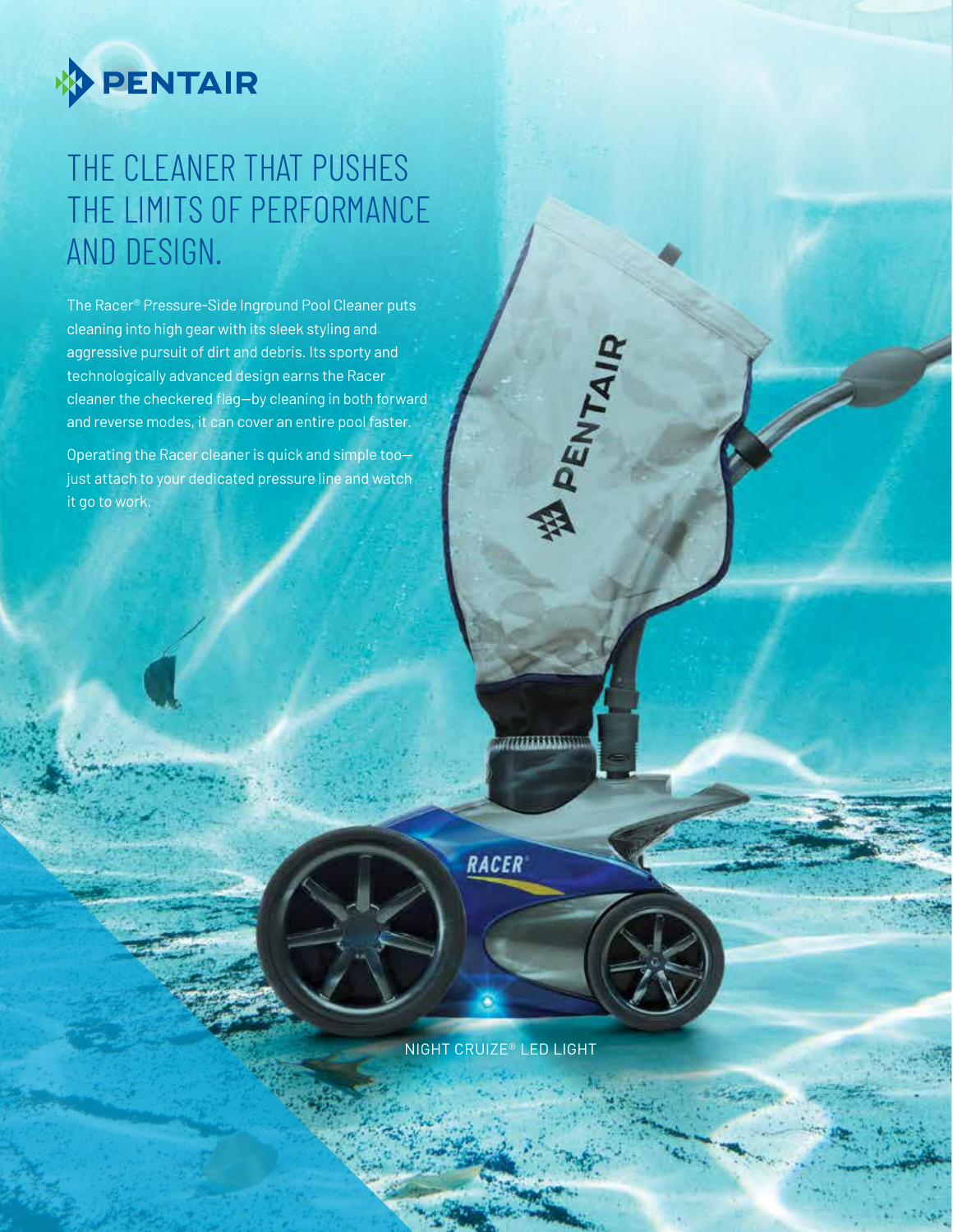# THE CLEANER THAT PUSHES THE LIMITS OF PERFORMANCE AND DESIGN.

The Racer® Pressure-Side Inground Pool Cleaner puts cleaning into high gear with its sleek styling and aggressive pursuit of dirt and debris. Its sporty and technologically advanced design earns the Racer cleaner the checkered flag—by cleaning in both forward and reverse modes, it can cover an entire pool faster.

Operating the Racer cleaner is quick and simple too—just attach to your dedicated pressure line and watch it go to work.

NIGHT CRUIZE® LED LIGHT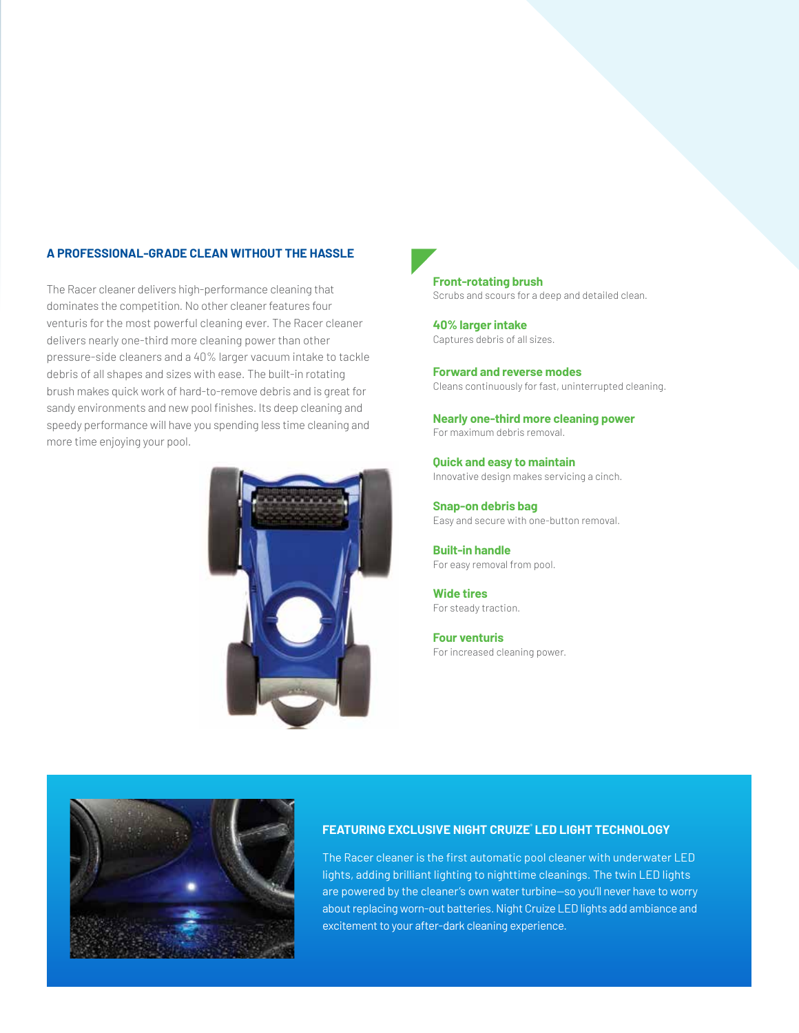## A PROFESSIONAL-GRADE CLEAN WITHOUT THE HASSLE

The Racer cleaner delivers high-performance cleaning that dominates the competition. No other cleaner features four venturis for the most powerful cleaning ever. The Racer cleaner delivers nearly one-third more cleaning power than other pressure-side cleaners and a 40% larger vacuum intake to tackle debris of all shapes and sizes with ease. The built-in rotating brush makes quick work of hard-to-remove debris and is great for sandy environments and new pool finishes. Its deep cleaning and speedy performance will have you spending less time cleaning and more time enjoying your pool.

**Front-rotating brush**
Scrubs and scours for a deep and detailed clean.

**40% larger intake**
Captures debris of all sizes.

**Forward and reverse modes**
Cleans continuously for fast, uninterrupted cleaning.

**Nearly one-third more cleaning power**
For maximum debris removal.

**Quick and easy to maintain**
Innovative design makes servicing a cinch.

**Snap-on debris bag**
Easy and secure with one-button removal.

**Built-in handle**
For easy removal from pool.

**Wide tires**
For steady traction.

**Four venturis**
For increased cleaning power.

## FEATURING EXCLUSIVE NIGHT CRUIZE® LED LIGHT TECHNOLOGY

The Racer cleaner is the first automatic pool cleaner with underwater LED lights, adding brilliant lighting to nighttime cleanings. The twin LED lights are powered by the cleaner's own water turbine—so you'll never have to worry about replacing worn-out batteries. Night Cruize LED lights add ambiance and excitement to your after-dark cleaning experience.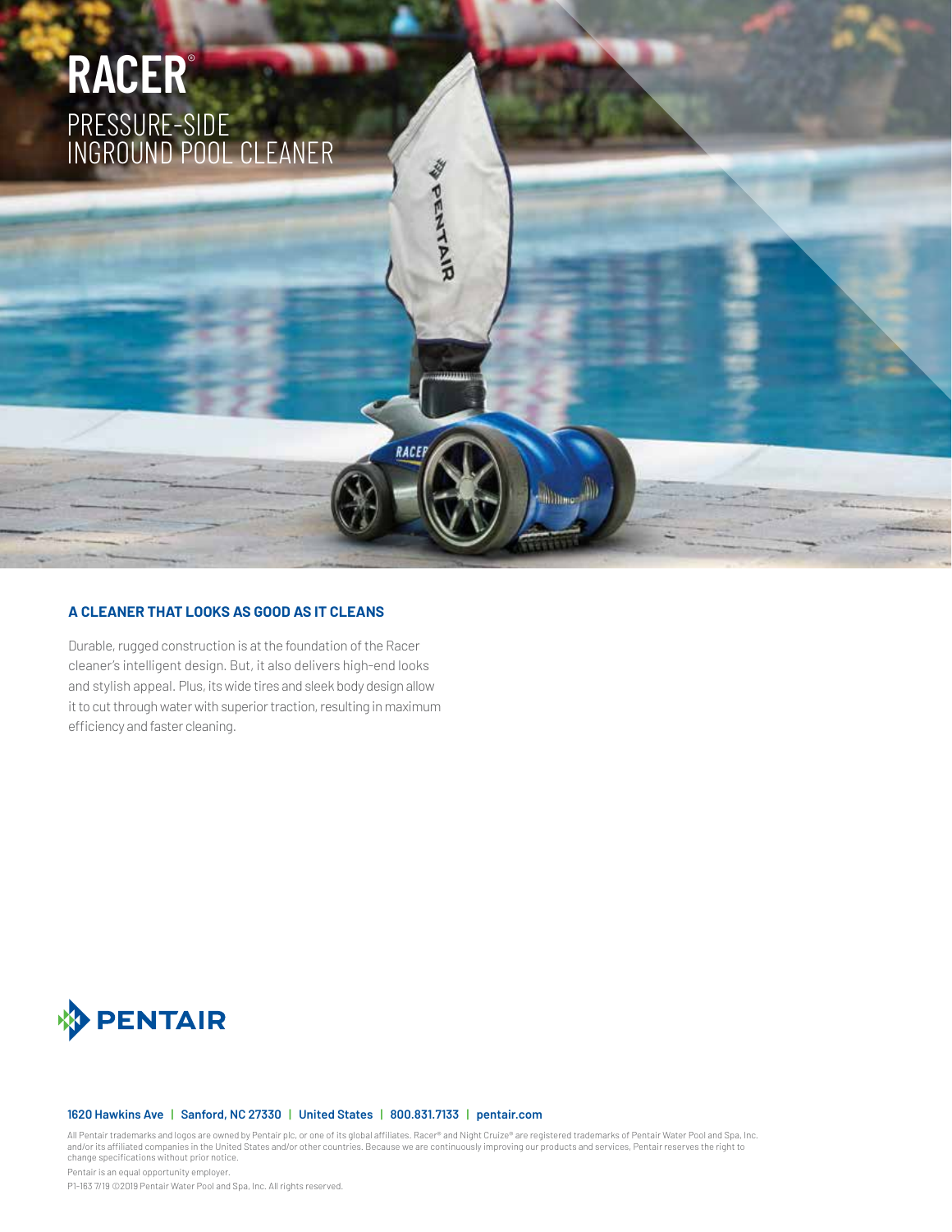# RACER®

PRESSURE-SIDE
INGROUND POOL CLEANER

### A CLEANER THAT LOOKS AS GOOD AS IT CLEANS

Durable, rugged construction is at the foundation of the Racer cleaner's intelligent design. But, it also delivers high-end looks and stylish appeal. Plus, its wide tires and sleek body design allow it to cut through water with superior traction, resulting in maximum efficiency and faster cleaning.

PENTAIR

**1620 Hawkins Ave | Sanford, NC 27330 | United States | 800.831.7133 | pentair.com**

All Pentair trademarks and logos are owned by Pentair plc, or one of its global affiliates. Racer® and Night Cruize® are registered trademarks of Pentair Water Pool and Spa, Inc. and/or its affiliated companies in the United States and/or other countries. Because we are continuously improving our products and services, Pentair reserves the right to change specifications without prior notice.

Pentair is an equal opportunity employer.

P1-163 7/19 ©2019 Pentair Water Pool and Spa, Inc. All rights reserved.